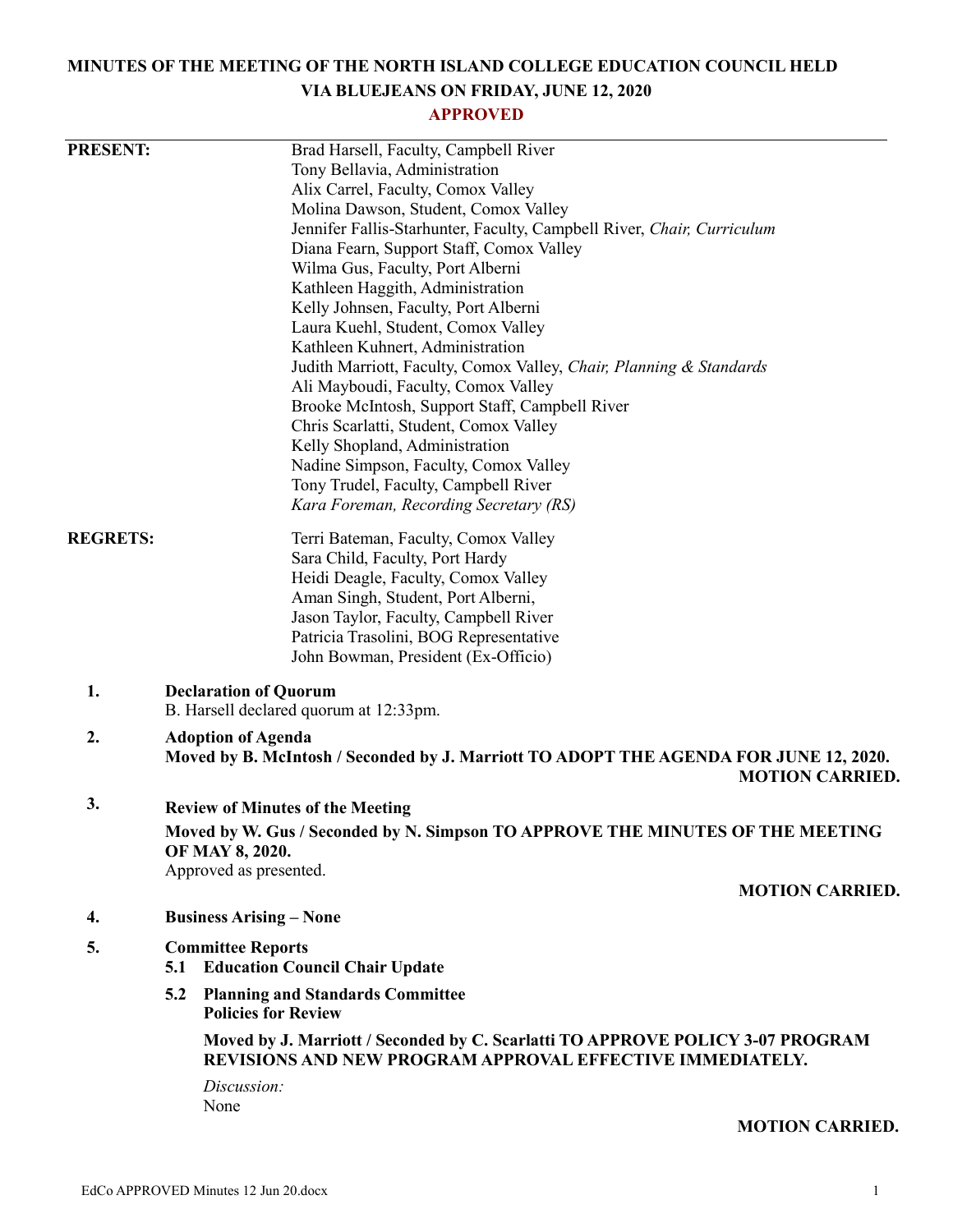# MINUTES OF THE MEETING OF THE NORTH ISLAND COLLEGE EDUCATION COUNCIL HELD VIA BLUEJEANS ON FRIDAY, JUNE 12, 2020

**APPROVED**

**PRESENT:**

Brad Harsell, Faculty, Campbell River
Tony Bellavia, Administration
Alix Carrel, Faculty, Comox Valley
Molina Dawson, Student, Comox Valley
Jennifer Fallis-Starhunter, Faculty, Campbell River, *Chair, Curriculum*
Diana Fearn, Support Staff, Comox Valley
Wilma Gus, Faculty, Port Alberni
Kathleen Haggith, Administration
Kelly Johnsen, Faculty, Port Alberni
Laura Kuehl, Student, Comox Valley
Kathleen Kuhnert, Administration
Judith Marriott, Faculty, Comox Valley, *Chair, Planning & Standards*
Ali Mayboudi, Faculty, Comox Valley
Brooke McIntosh, Support Staff, Campbell River
Chris Scarlatti, Student, Comox Valley
Kelly Shopland, Administration
Nadine Simpson, Faculty, Comox Valley
Tony Trudel, Faculty, Campbell River
*Kara Foreman, Recording Secretary (RS)*

**REGRETS:**

Terri Bateman, Faculty, Comox Valley
Sara Child, Faculty, Port Hardy
Heidi Deagle, Faculty, Comox Valley
Aman Singh, Student, Port Alberni,
Jason Taylor, Faculty, Campbell River
Patricia Trasolini, BOG Representative
John Bowman, President (Ex-Officio)

**1. Declaration of Quorum**

B. Harsell declared quorum at 12:33pm.

**2. Adoption of Agenda**

**Moved by B. McIntosh / Seconded by J. Marriott TO ADOPT THE AGENDA FOR JUNE 12, 2020.**

**MOTION CARRIED.**

**3. Review of Minutes of the Meeting**

**Moved by W. Gus / Seconded by N. Simpson TO APPROVE THE MINUTES OF THE MEETING OF MAY 8, 2020.**

Approved as presented.

**MOTION CARRIED.**

**4. Business Arising – None**

**5. Committee Reports**

**5.1 Education Council Chair Update**

**5.2 Planning and Standards Committee**
**Policies for Review**

**Moved by J. Marriott / Seconded by C. Scarlatti TO APPROVE POLICY 3-07 PROGRAM REVISIONS AND NEW PROGRAM APPROVAL EFFECTIVE IMMEDIATELY.**

*Discussion:*
None

**MOTION CARRIED.**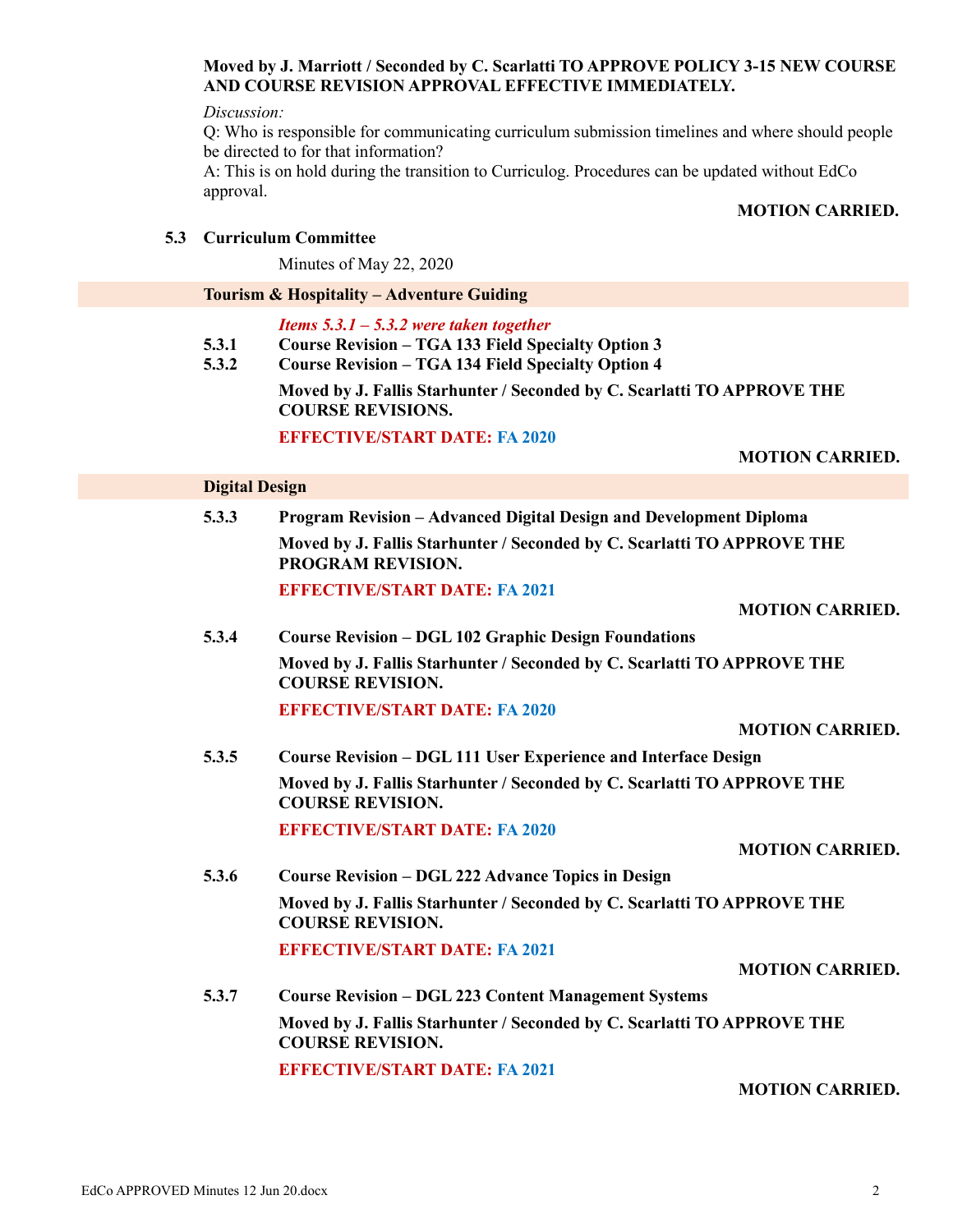**Moved by J. Marriott / Seconded by C. Scarlatti TO APPROVE POLICY 3-15 NEW COURSE AND COURSE REVISION APPROVAL EFFECTIVE IMMEDIATELY.**

*Discussion:*

Q: Who is responsible for communicating curriculum submission timelines and where should people be directed to for that information?

A: This is on hold during the transition to Curriculog. Procedures can be updated without EdCo approval.

**MOTION CARRIED.**

### 5.3 Curriculum Committee

Minutes of May 22, 2020

**Tourism & Hospitality – Adventure Guiding**

***Items 5.3.1 – 5.3.2 were taken together***

**5.3.1 Course Revision – TGA 133 Field Specialty Option 3**

**5.3.2 Course Revision – TGA 134 Field Specialty Option 4**

**Moved by J. Fallis Starhunter / Seconded by C. Scarlatti TO APPROVE THE COURSE REVISIONS.**

**EFFECTIVE/START DATE: FA 2020**

**MOTION CARRIED.**

**Digital Design**

**5.3.3 Program Revision – Advanced Digital Design and Development Diploma**

**Moved by J. Fallis Starhunter / Seconded by C. Scarlatti TO APPROVE THE PROGRAM REVISION.**

**EFFECTIVE/START DATE: FA 2021**

**MOTION CARRIED.**

**5.3.4 Course Revision – DGL 102 Graphic Design Foundations**

**Moved by J. Fallis Starhunter / Seconded by C. Scarlatti TO APPROVE THE COURSE REVISION.**

**EFFECTIVE/START DATE: FA 2020**

**MOTION CARRIED.**

**5.3.5 Course Revision – DGL 111 User Experience and Interface Design**

**Moved by J. Fallis Starhunter / Seconded by C. Scarlatti TO APPROVE THE COURSE REVISION.**

**EFFECTIVE/START DATE: FA 2020**

**MOTION CARRIED.**

**5.3.6 Course Revision – DGL 222 Advance Topics in Design**

**Moved by J. Fallis Starhunter / Seconded by C. Scarlatti TO APPROVE THE COURSE REVISION.**

**EFFECTIVE/START DATE: FA 2021**

**MOTION CARRIED.**

**5.3.7 Course Revision – DGL 223 Content Management Systems**

**Moved by J. Fallis Starhunter / Seconded by C. Scarlatti TO APPROVE THE COURSE REVISION.**

**EFFECTIVE/START DATE: FA 2021**

**MOTION CARRIED.**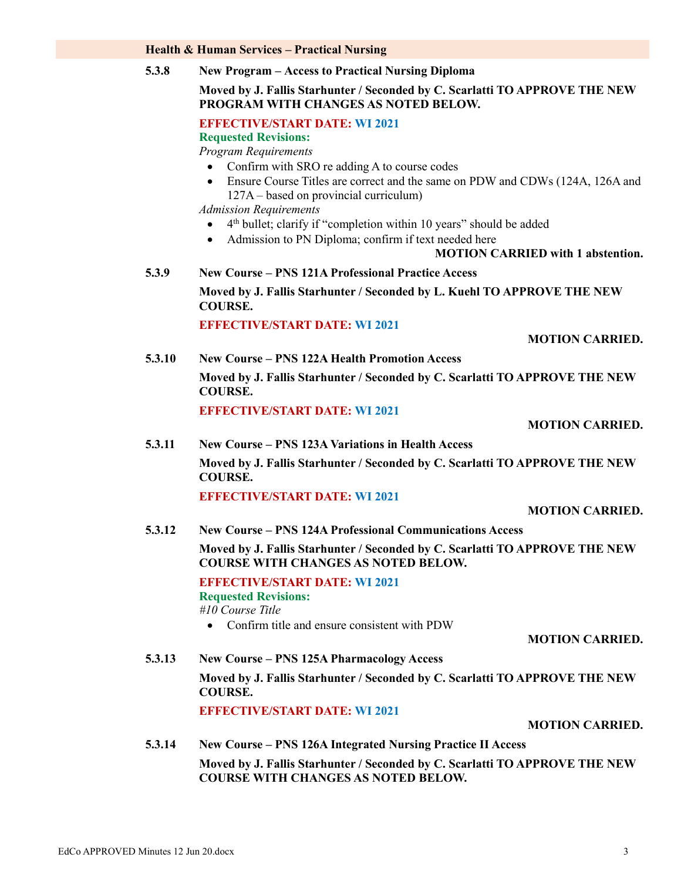**Health & Human Services – Practical Nursing**

**5.3.8 New Program – Access to Practical Nursing Diploma**

**Moved by J. Fallis Starhunter / Seconded by C. Scarlatti TO APPROVE THE NEW PROGRAM WITH CHANGES AS NOTED BELOW.**

**EFFECTIVE/START DATE: WI 2021**

**Requested Revisions:**

*Program Requirements*

- Confirm with SRO re adding A to course codes
- Ensure Course Titles are correct and the same on PDW and CDWs (124A, 126A and 127A – based on provincial curriculum)

*Admission Requirements*

- 4th bullet; clarify if "completion within 10 years" should be added
- Admission to PN Diploma; confirm if text needed here

**MOTION CARRIED with 1 abstention.**

**5.3.9 New Course – PNS 121A Professional Practice Access**

**Moved by J. Fallis Starhunter / Seconded by L. Kuehl TO APPROVE THE NEW COURSE.**

**EFFECTIVE/START DATE: WI 2021**

**MOTION CARRIED.**

**5.3.10 New Course – PNS 122A Health Promotion Access**

**Moved by J. Fallis Starhunter / Seconded by C. Scarlatti TO APPROVE THE NEW COURSE.**

**EFFECTIVE/START DATE: WI 2021**

**MOTION CARRIED.**

**5.3.11 New Course – PNS 123A Variations in Health Access**

**Moved by J. Fallis Starhunter / Seconded by C. Scarlatti TO APPROVE THE NEW COURSE.**

**EFFECTIVE/START DATE: WI 2021**

**MOTION CARRIED.**

**5.3.12 New Course – PNS 124A Professional Communications Access**

**Moved by J. Fallis Starhunter / Seconded by C. Scarlatti TO APPROVE THE NEW COURSE WITH CHANGES AS NOTED BELOW.**

**EFFECTIVE/START DATE: WI 2021**

**Requested Revisions:**

*#10 Course Title*

- Confirm title and ensure consistent with PDW

**MOTION CARRIED.**

**5.3.13 New Course – PNS 125A Pharmacology Access**

**Moved by J. Fallis Starhunter / Seconded by C. Scarlatti TO APPROVE THE NEW COURSE.**

**EFFECTIVE/START DATE: WI 2021**

**MOTION CARRIED.**

**5.3.14 New Course – PNS 126A Integrated Nursing Practice II Access**

**Moved by J. Fallis Starhunter / Seconded by C. Scarlatti TO APPROVE THE NEW COURSE WITH CHANGES AS NOTED BELOW.**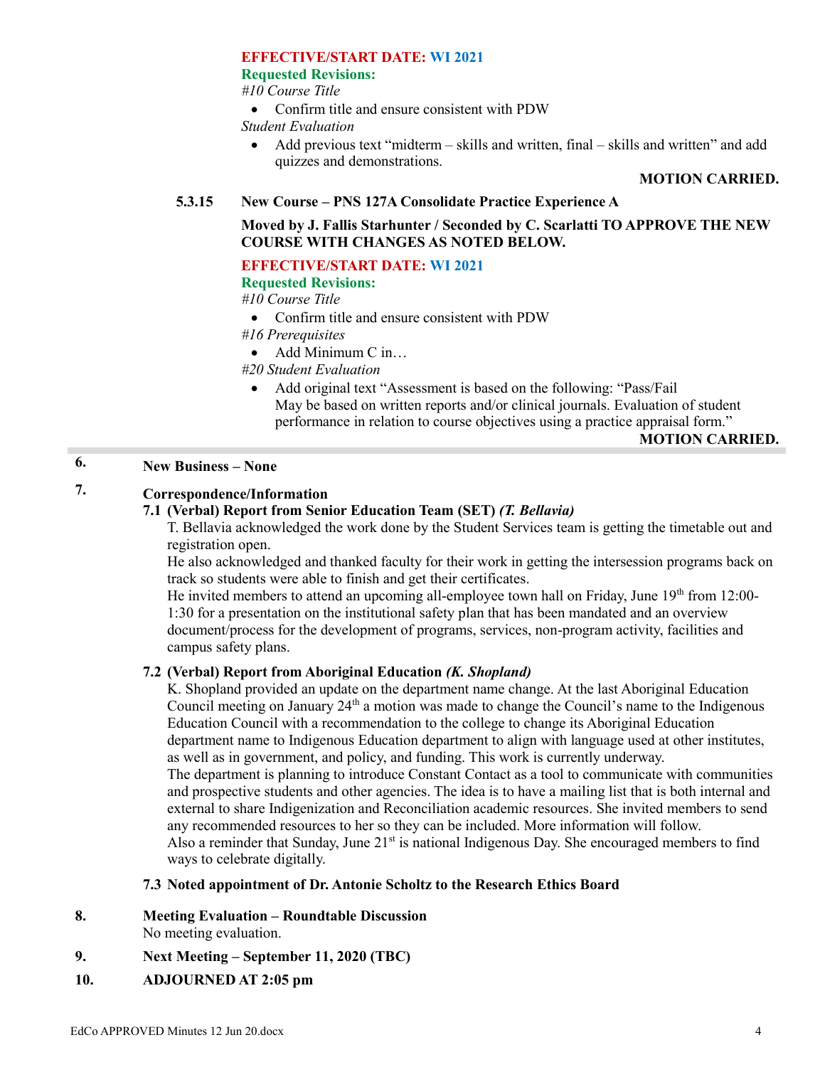**EFFECTIVE/START DATE: WI 2021**

**Requested Revisions:**

*#10 Course Title*

- Confirm title and ensure consistent with PDW

*Student Evaluation*

- Add previous text "midterm – skills and written, final – skills and written" and add quizzes and demonstrations.

**MOTION CARRIED.**

**5.3.15 New Course – PNS 127A Consolidate Practice Experience A**

**Moved by J. Fallis Starhunter / Seconded by C. Scarlatti TO APPROVE THE NEW COURSE WITH CHANGES AS NOTED BELOW.**

**EFFECTIVE/START DATE: WI 2021**

**Requested Revisions:**

*#10 Course Title*

- Confirm title and ensure consistent with PDW

*#16 Prerequisites*

- Add Minimum C in…

*#20 Student Evaluation*

- Add original text "Assessment is based on the following: "Pass/Fail May be based on written reports and/or clinical journals. Evaluation of student performance in relation to course objectives using a practice appraisal form."

**MOTION CARRIED.**

## 6. New Business – None

## 7. Correspondence/Information

**7.1 (Verbal) Report from Senior Education Team (SET) *(T. Bellavia)***

T. Bellavia acknowledged the work done by the Student Services team is getting the timetable out and registration open.

He also acknowledged and thanked faculty for their work in getting the intersession programs back on track so students were able to finish and get their certificates.

He invited members to attend an upcoming all-employee town hall on Friday, June 19th from 12:00-1:30 for a presentation on the institutional safety plan that has been mandated and an overview document/process for the development of programs, services, non-program activity, facilities and campus safety plans.

**7.2 (Verbal) Report from Aboriginal Education *(K. Shopland)***

K. Shopland provided an update on the department name change. At the last Aboriginal Education Council meeting on January 24th a motion was made to change the Council's name to the Indigenous Education Council with a recommendation to the college to change its Aboriginal Education department name to Indigenous Education department to align with language used at other institutes, as well as in government, and policy, and funding. This work is currently underway.

The department is planning to introduce Constant Contact as a tool to communicate with communities and prospective students and other agencies. The idea is to have a mailing list that is both internal and external to share Indigenization and Reconciliation academic resources. She invited members to send any recommended resources to her so they can be included. More information will follow.

Also a reminder that Sunday, June 21st is national Indigenous Day. She encouraged members to find ways to celebrate digitally.

**7.3 Noted appointment of Dr. Antonie Scholtz to the Research Ethics Board**

## 8. Meeting Evaluation – Roundtable Discussion

No meeting evaluation.

## 9. Next Meeting – September 11, 2020 (TBC)

## 10. ADJOURNED AT 2:05 pm